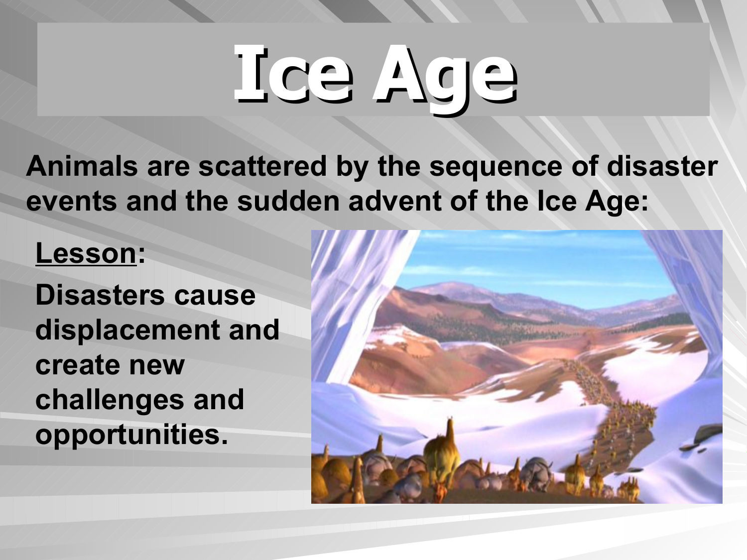# Ice Age

**Animals are scattered by the sequence of disaster events and the sudden advent of the Ice Age:**

**Lesson:**

**Disasters cause displacement and create new challenges and opportunities.**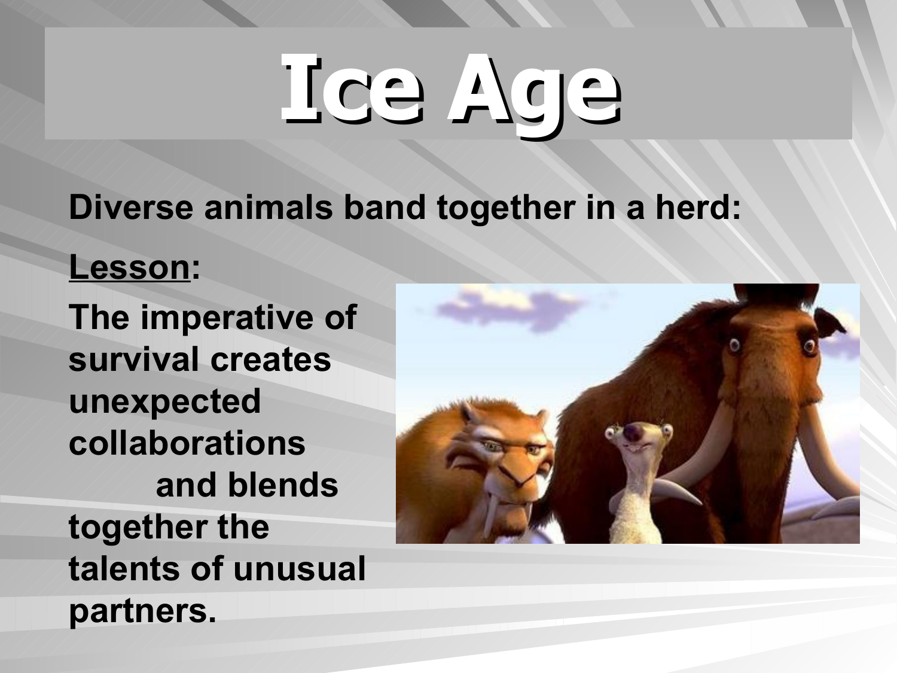# Ice Age

**Diverse animals band together in a herd:**

**<u>Lesson</u>:**

**The imperative of survival creates unexpected collaborations and blends together the talents of unusual partners.**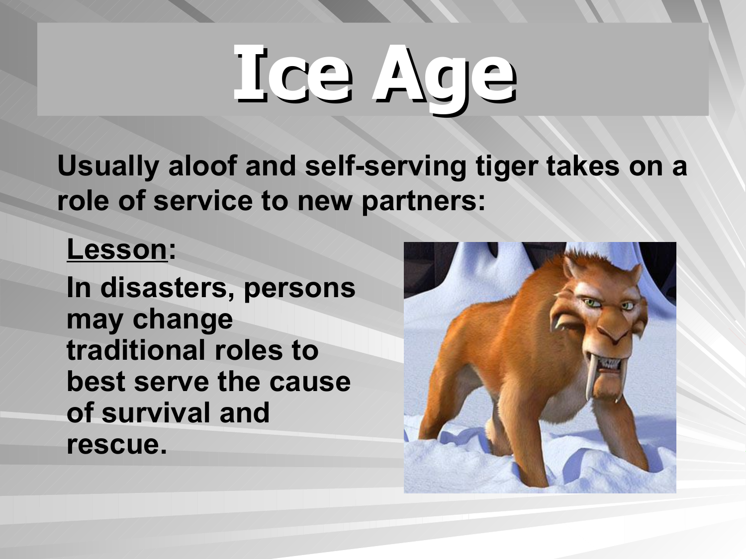# Ice Age

**Usually aloof and self-serving tiger takes on a role of service to new partners:**

**<u>Lesson</u>:**

**In disasters, persons may change traditional roles to best serve the cause of survival and rescue.**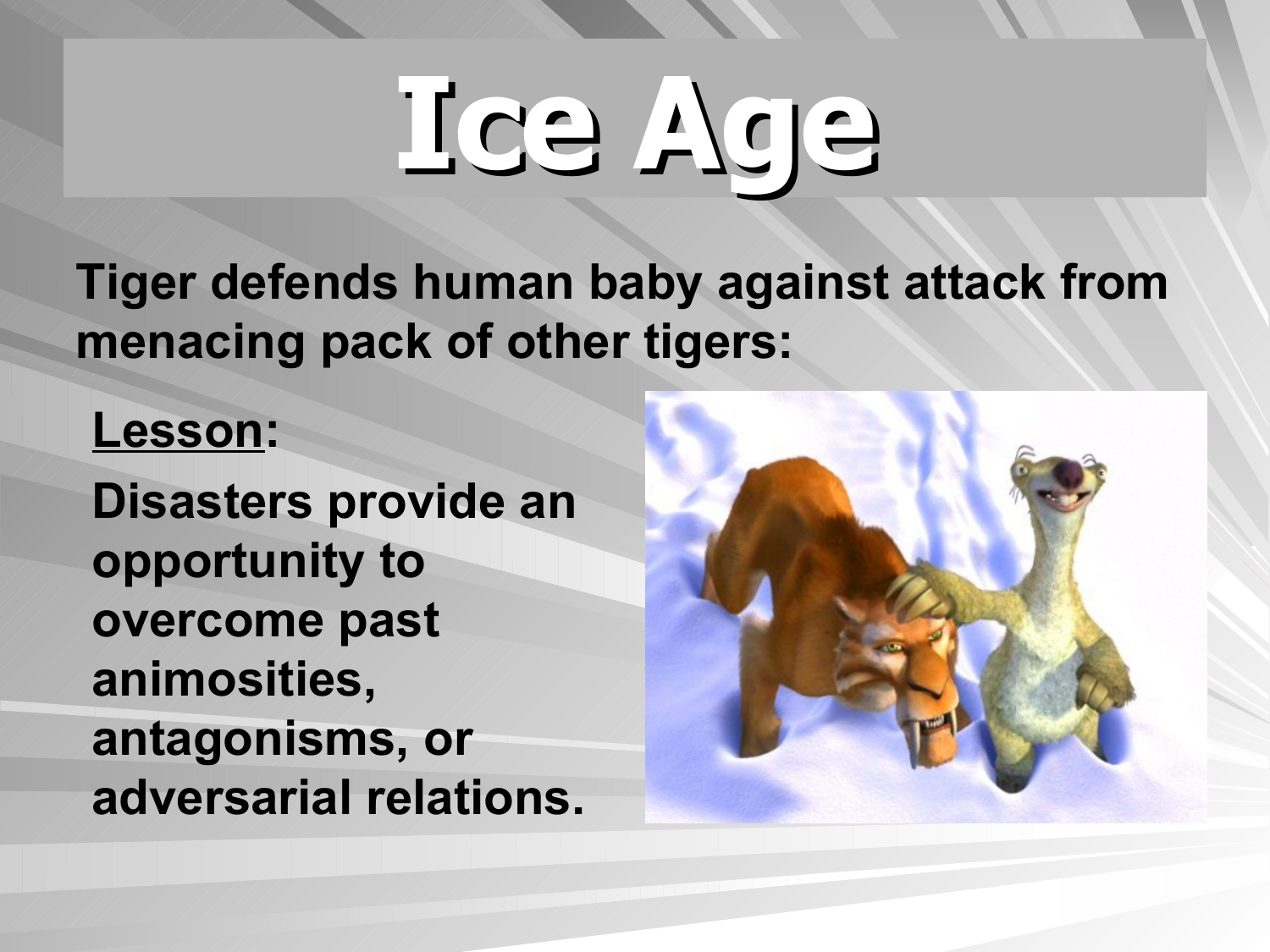# Ice Age

**Tiger defends human baby against attack from menacing pack of other tigers:**

**<u>Lesson</u>:**

**Disasters provide an opportunity to overcome past animosities, antagonisms, or adversarial relations.**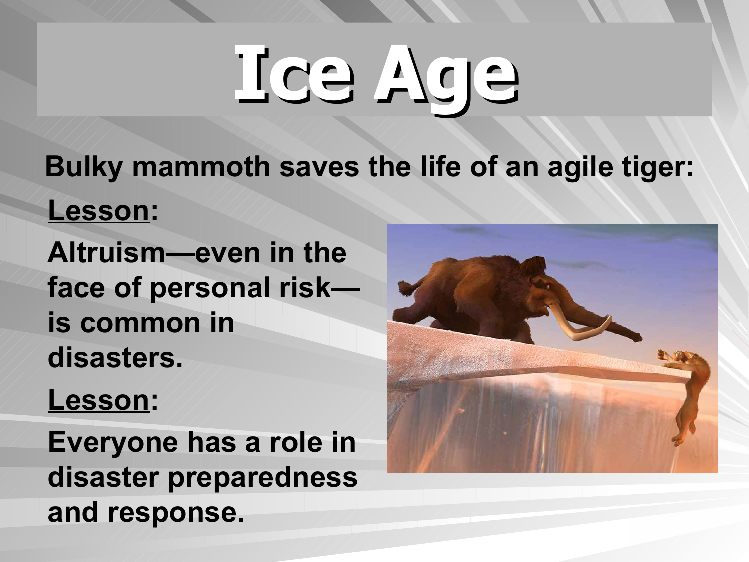# Ice Age

**Bulky mammoth saves the life of an agile tiger:**

**<u>Lesson</u>:**

**Altruism—even in the face of personal risk—is common in disasters.**

**<u>Lesson</u>:**

**Everyone has a role in disaster preparedness and response.**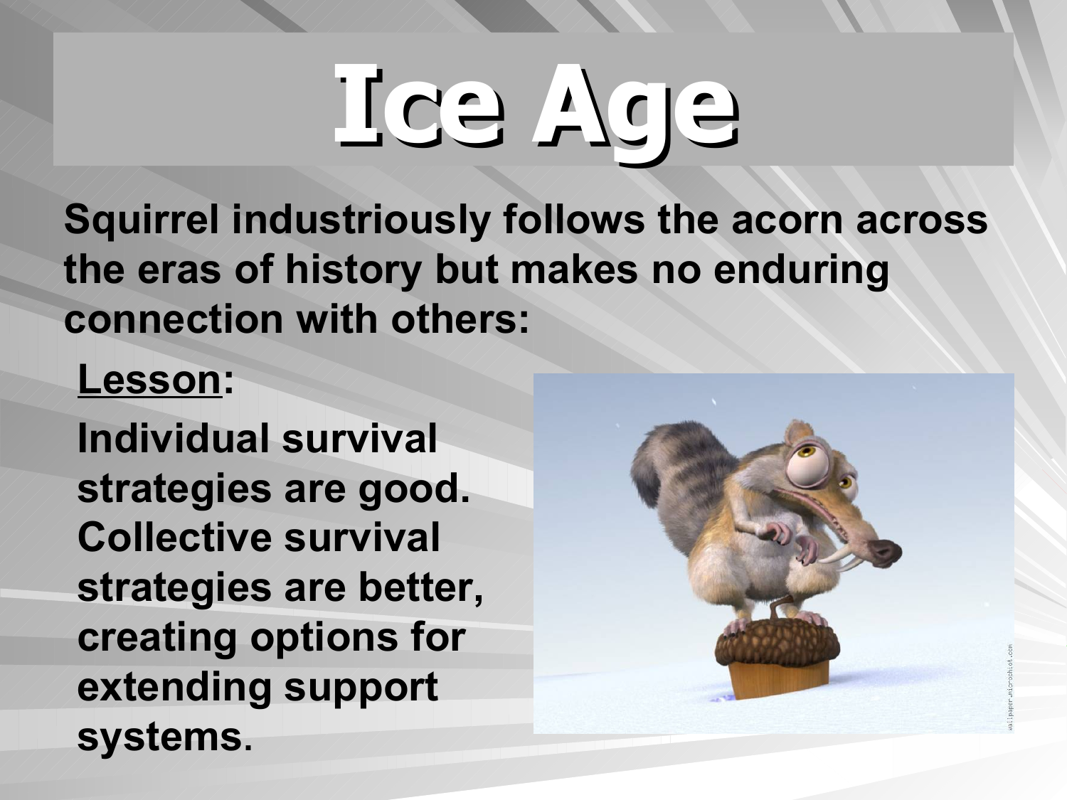# Ice Age

**Squirrel industriously follows the acorn across the eras of history but makes no enduring connection with others:**

**Lesson:**

**Individual survival strategies are good. Collective survival strategies are better, creating options for extending support systems.**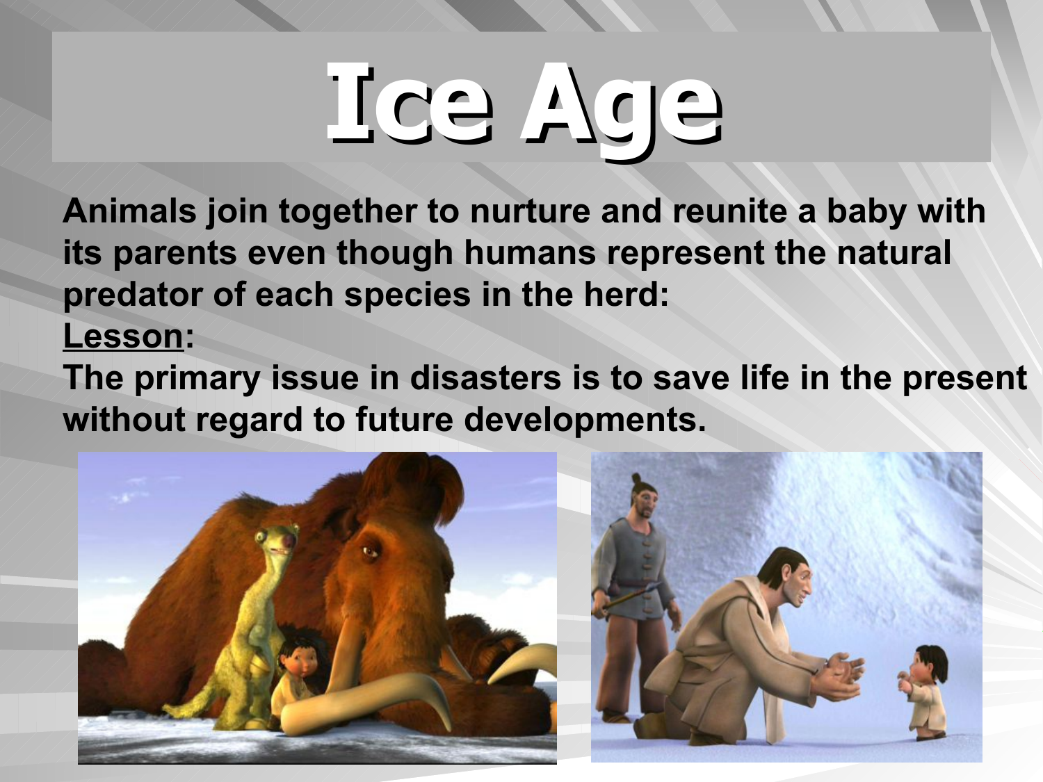# Ice Age

**Animals join together to nurture and reunite a baby with its parents even though humans represent the natural predator of each species in the herd:**

**<u>Lesson</u>:**

**The primary issue in disasters is to save life in the present without regard to future developments.**